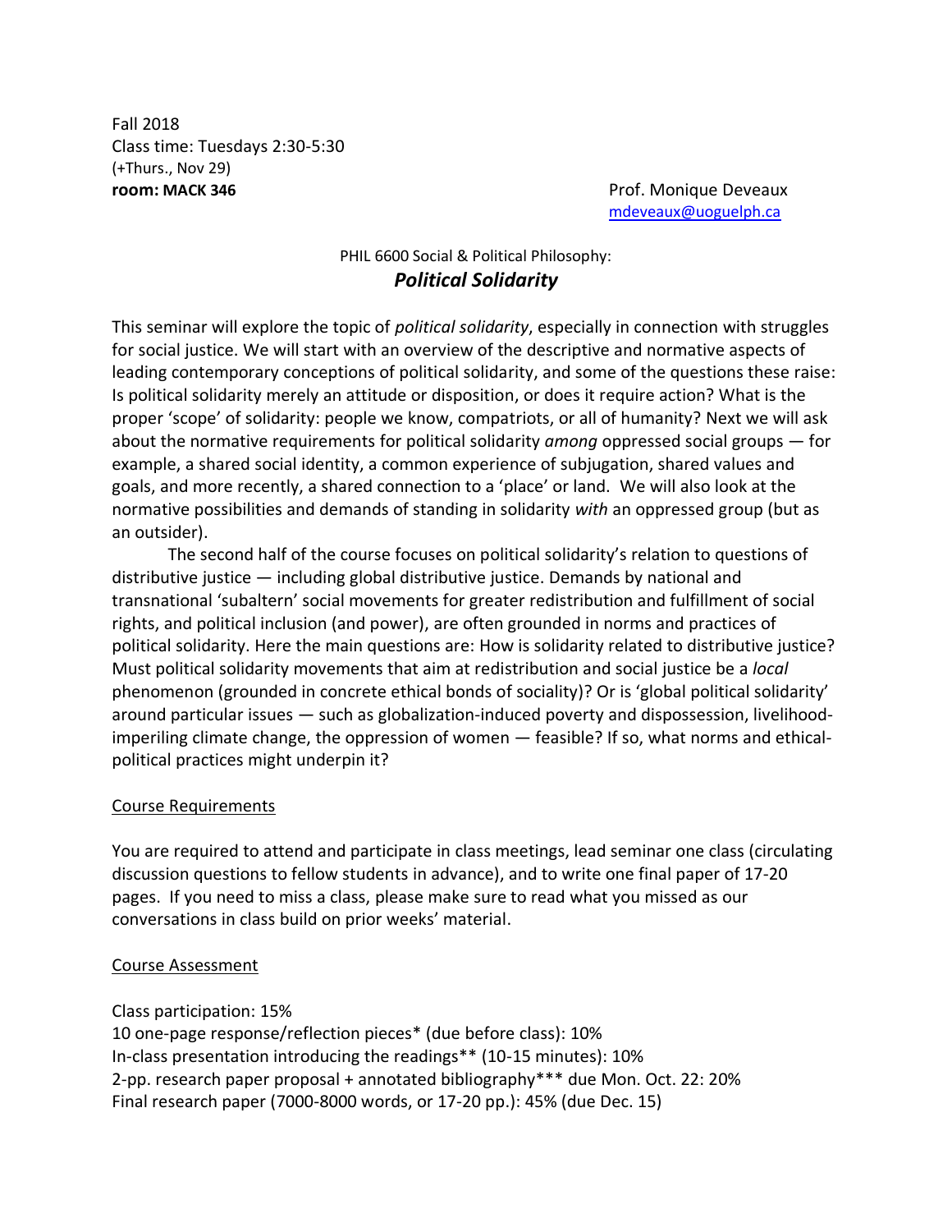Fall 2018
Class time: Tuesdays 2:30-5:30
(+Thurs., Nov 29)
**room: MACK 346**

Prof. Monique Deveaux
mdeveaux@uoguelph.ca

PHIL 6600 Social & Political Philosophy:

# *Political Solidarity*

This seminar will explore the topic of *political solidarity*, especially in connection with struggles for social justice. We will start with an overview of the descriptive and normative aspects of leading contemporary conceptions of political solidarity, and some of the questions these raise: Is political solidarity merely an attitude or disposition, or does it require action? What is the proper 'scope' of solidarity: people we know, compatriots, or all of humanity? Next we will ask about the normative requirements for political solidarity *among* oppressed social groups — for example, a shared social identity, a common experience of subjugation, shared values and goals, and more recently, a shared connection to a 'place' or land. We will also look at the normative possibilities and demands of standing in solidarity *with* an oppressed group (but as an outsider).

The second half of the course focuses on political solidarity's relation to questions of distributive justice — including global distributive justice. Demands by national and transnational 'subaltern' social movements for greater redistribution and fulfillment of social rights, and political inclusion (and power), are often grounded in norms and practices of political solidarity. Here the main questions are: How is solidarity related to distributive justice? Must political solidarity movements that aim at redistribution and social justice be a *local* phenomenon (grounded in concrete ethical bonds of sociality)? Or is 'global political solidarity' around particular issues — such as globalization-induced poverty and dispossession, livelihood-imperiling climate change, the oppression of women — feasible? If so, what norms and ethical-political practices might underpin it?

## Course Requirements

You are required to attend and participate in class meetings, lead seminar one class (circulating discussion questions to fellow students in advance), and to write one final paper of 17-20 pages. If you need to miss a class, please make sure to read what you missed as our conversations in class build on prior weeks' material.

## Course Assessment

Class participation: 15%
10 one-page response/reflection pieces* (due before class): 10%
In-class presentation introducing the readings** (10-15 minutes): 10%
2-pp. research paper proposal + annotated bibliography*** due Mon. Oct. 22: 20%
Final research paper (7000-8000 words, or 17-20 pp.): 45% (due Dec. 15)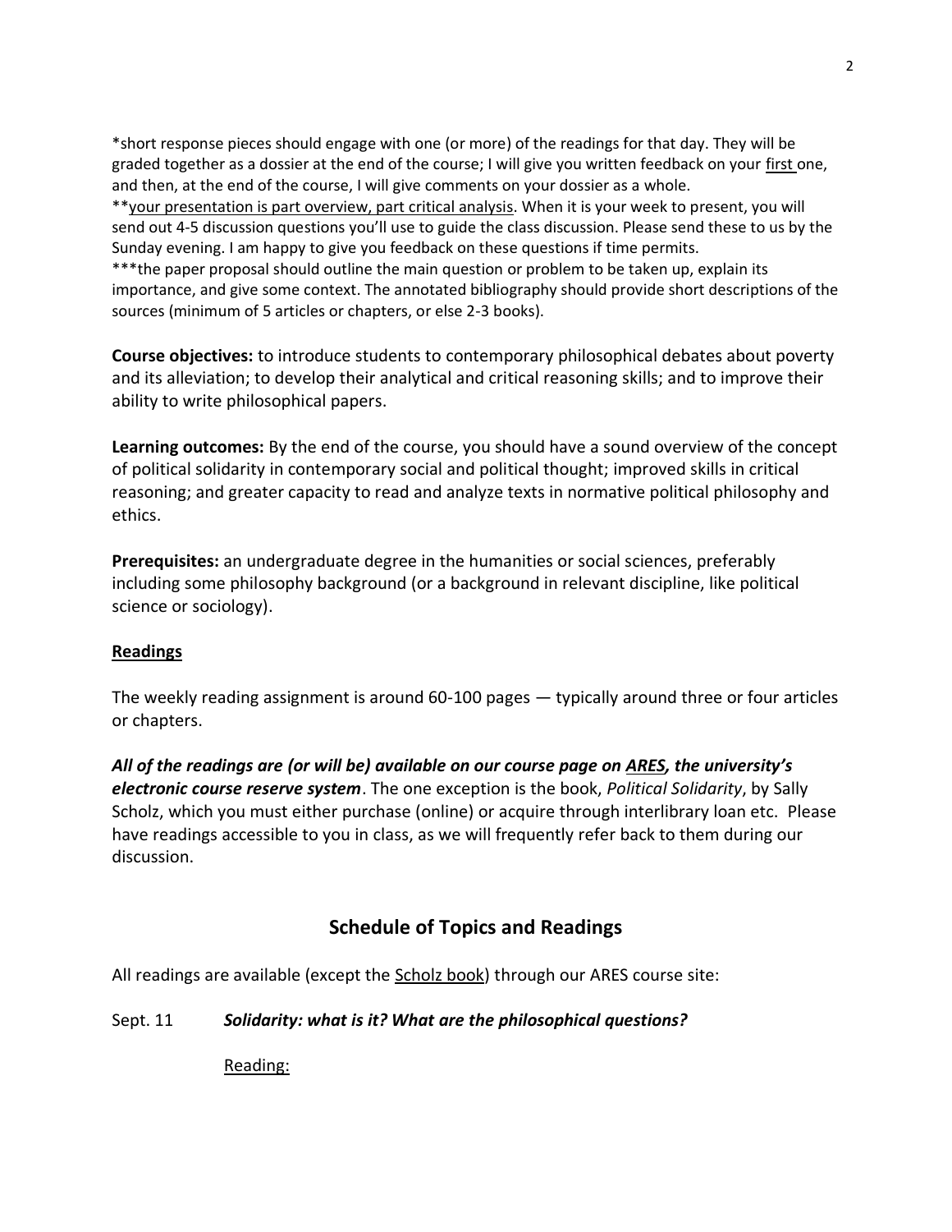*short response pieces should engage with one (or more) of the readings for that day. They will be graded together as a dossier at the end of the course; I will give you written feedback on your first one, and then, at the end of the course, I will give comments on your dossier as a whole.
**your presentation is part overview, part critical analysis. When it is your week to present, you will send out 4-5 discussion questions you'll use to guide the class discussion. Please send these to us by the Sunday evening. I am happy to give you feedback on these questions if time permits.
***the paper proposal should outline the main question or problem to be taken up, explain its importance, and give some context. The annotated bibliography should provide short descriptions of the sources (minimum of 5 articles or chapters, or else 2-3 books).

**Course objectives:** to introduce students to contemporary philosophical debates about poverty and its alleviation; to develop their analytical and critical reasoning skills; and to improve their ability to write philosophical papers.

**Learning outcomes:** By the end of the course, you should have a sound overview of the concept of political solidarity in contemporary social and political thought; improved skills in critical reasoning; and greater capacity to read and analyze texts in normative political philosophy and ethics.

**Prerequisites:** an undergraduate degree in the humanities or social sciences, preferably including some philosophy background (or a background in relevant discipline, like political science or sociology).

## Readings

The weekly reading assignment is around 60-100 pages — typically around three or four articles or chapters.

***All of the readings are (or will be) available on our course page on ARES, the university's electronic course reserve system***. The one exception is the book, *Political Solidarity*, by Sally Scholz, which you must either purchase (online) or acquire through interlibrary loan etc. Please have readings accessible to you in class, as we will frequently refer back to them during our discussion.

## Schedule of Topics and Readings

All readings are available (except the Scholz book) through our ARES course site:

Sept. 11 ***Solidarity: what is it? What are the philosophical questions?***

Reading: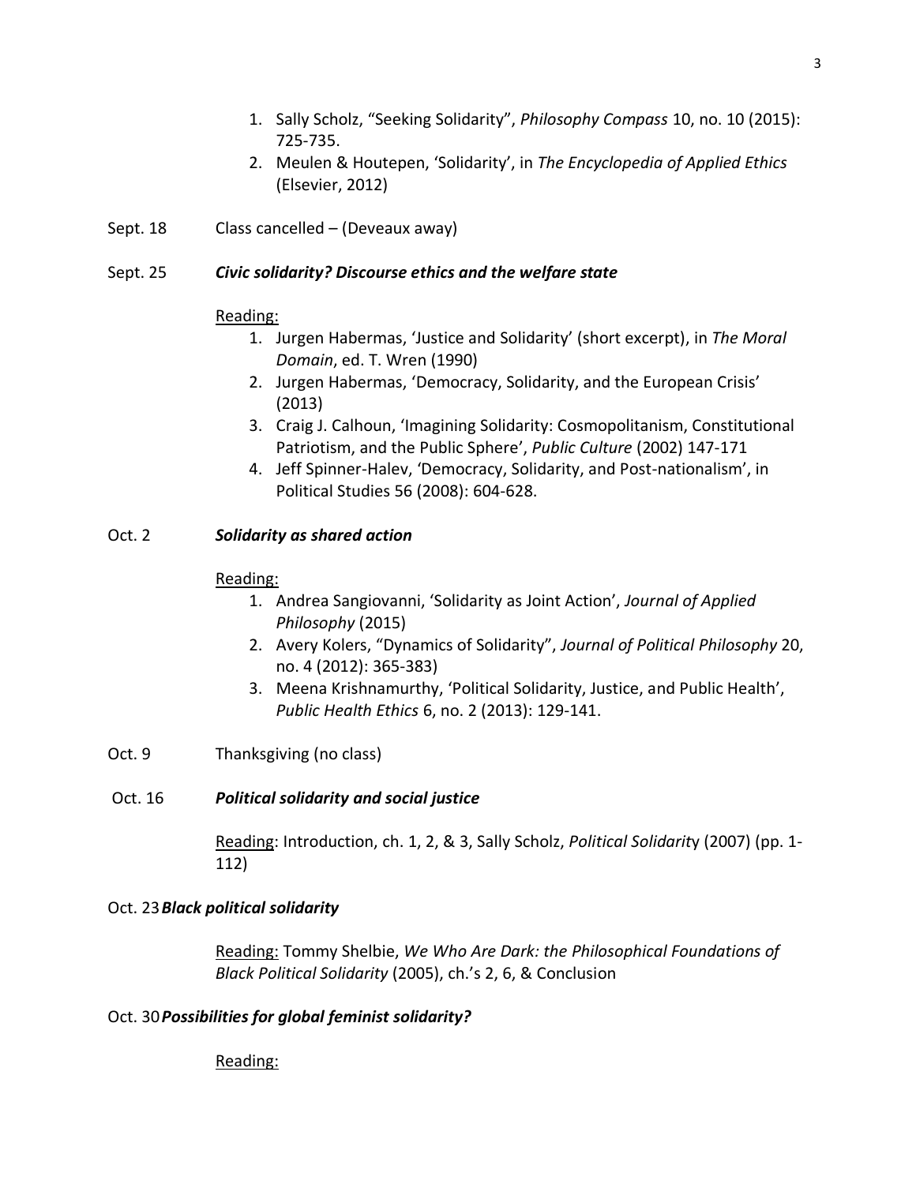1. Sally Scholz, "Seeking Solidarity", *Philosophy Compass* 10, no. 10 (2015): 725-735.
2. Meulen & Houtepen, 'Solidarity', in *The Encyclopedia of Applied Ethics* (Elsevier, 2012)

Sept. 18 Class cancelled – (Deveaux away)

Sept. 25 ***Civic solidarity? Discourse ethics and the welfare state***

Reading:

1. Jurgen Habermas, 'Justice and Solidarity' (short excerpt), in *The Moral Domain*, ed. T. Wren (1990)
2. Jurgen Habermas, 'Democracy, Solidarity, and the European Crisis' (2013)
3. Craig J. Calhoun, 'Imagining Solidarity: Cosmopolitanism, Constitutional Patriotism, and the Public Sphere', *Public Culture* (2002) 147-171
4. Jeff Spinner-Halev, 'Democracy, Solidarity, and Post-nationalism', in Political Studies 56 (2008): 604-628.

Oct. 2 ***Solidarity as shared action***

Reading:

1. Andrea Sangiovanni, 'Solidarity as Joint Action', *Journal of Applied Philosophy* (2015)
2. Avery Kolers, "Dynamics of Solidarity", *Journal of Political Philosophy* 20, no. 4 (2012): 365-383)
3. Meena Krishnamurthy, 'Political Solidarity, Justice, and Public Health', *Public Health Ethics* 6, no. 2 (2013): 129-141.

Oct. 9 Thanksgiving (no class)

Oct. 16 ***Political solidarity and social justice***

Reading: Introduction, ch. 1, 2, & 3, Sally Scholz, *Political Solidarit*y (2007) (pp. 1-112)

Oct. 23 ***Black political solidarity***

Reading: Tommy Shelbie, *We Who Are Dark: the Philosophical Foundations of Black Political Solidarity* (2005), ch.'s 2, 6, & Conclusion

Oct. 30 ***Possibilities for global feminist solidarity?***

Reading: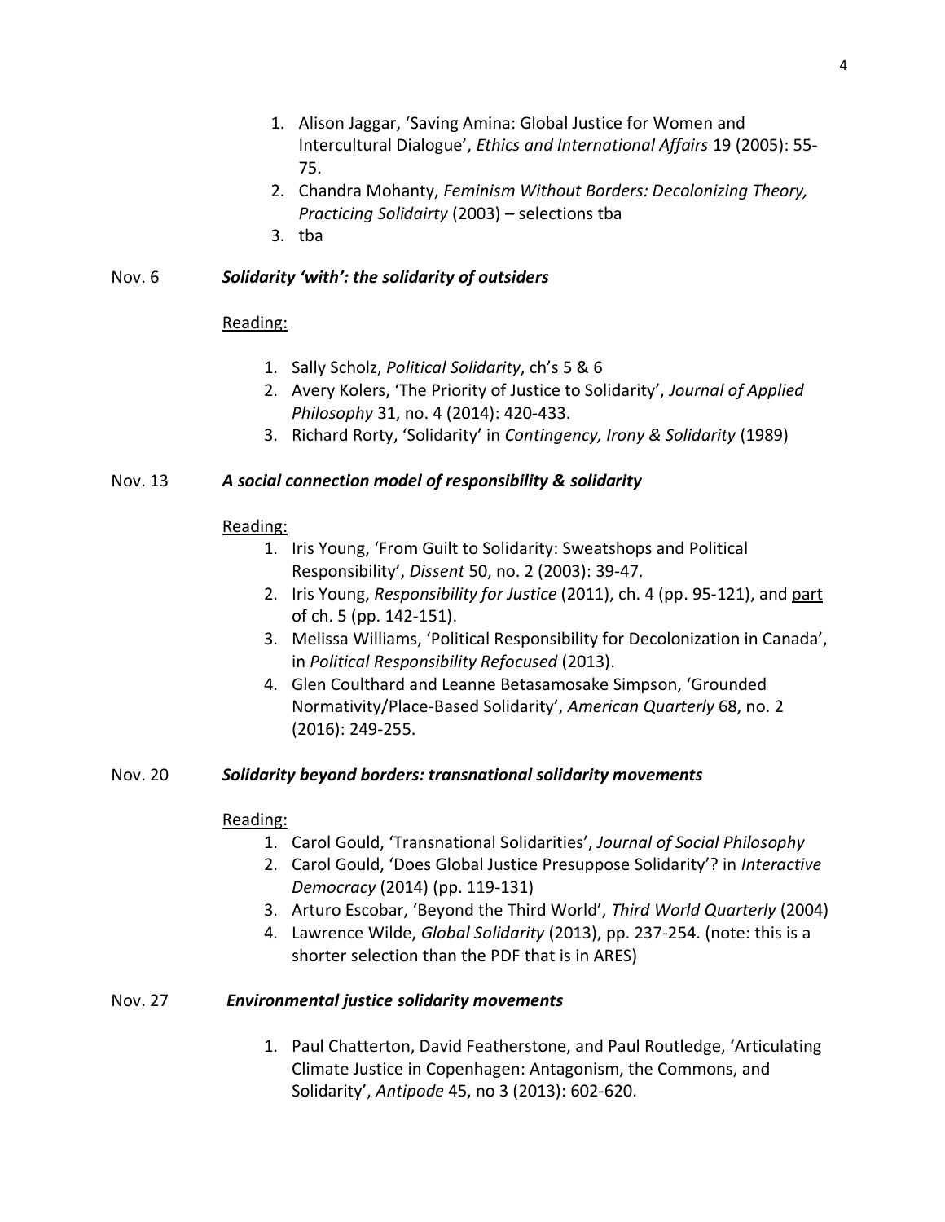1. Alison Jaggar, 'Saving Amina: Global Justice for Women and Intercultural Dialogue', *Ethics and International Affairs* 19 (2005): 55-75.
2. Chandra Mohanty, *Feminism Without Borders: Decolonizing Theory, Practicing Solidairty* (2003) – selections tba
3. tba

Nov. 6 ***Solidarity 'with': the solidarity of outsiders***

Reading:

1. Sally Scholz, *Political Solidarity*, ch's 5 & 6
2. Avery Kolers, 'The Priority of Justice to Solidarity', *Journal of Applied Philosophy* 31, no. 4 (2014): 420-433.
3. Richard Rorty, 'Solidarity' in *Contingency, Irony & Solidarity* (1989)

Nov. 13 ***A social connection model of responsibility & solidarity***

Reading:

1. Iris Young, 'From Guilt to Solidarity: Sweatshops and Political Responsibility', *Dissent* 50, no. 2 (2003): 39-47.
2. Iris Young, *Responsibility for Justice* (2011), ch. 4 (pp. 95-121), and part of ch. 5 (pp. 142-151).
3. Melissa Williams, 'Political Responsibility for Decolonization in Canada', in *Political Responsibility Refocused* (2013).
4. Glen Coulthard and Leanne Betasamosake Simpson, 'Grounded Normativity/Place-Based Solidarity', *American Quarterly* 68, no. 2 (2016): 249-255.

Nov. 20 ***Solidarity beyond borders: transnational solidarity movements***

Reading:

1. Carol Gould, 'Transnational Solidarities', *Journal of Social Philosophy*
2. Carol Gould, 'Does Global Justice Presuppose Solidarity'? in *Interactive Democracy* (2014) (pp. 119-131)
3. Arturo Escobar, 'Beyond the Third World', *Third World Quarterly* (2004)
4. Lawrence Wilde, *Global Solidarity* (2013), pp. 237-254. (note: this is a shorter selection than the PDF that is in ARES)

Nov. 27 ***Environmental justice solidarity movements***

1. Paul Chatterton, David Featherstone, and Paul Routledge, 'Articulating Climate Justice in Copenhagen: Antagonism, the Commons, and Solidarity', *Antipode* 45, no 3 (2013): 602-620.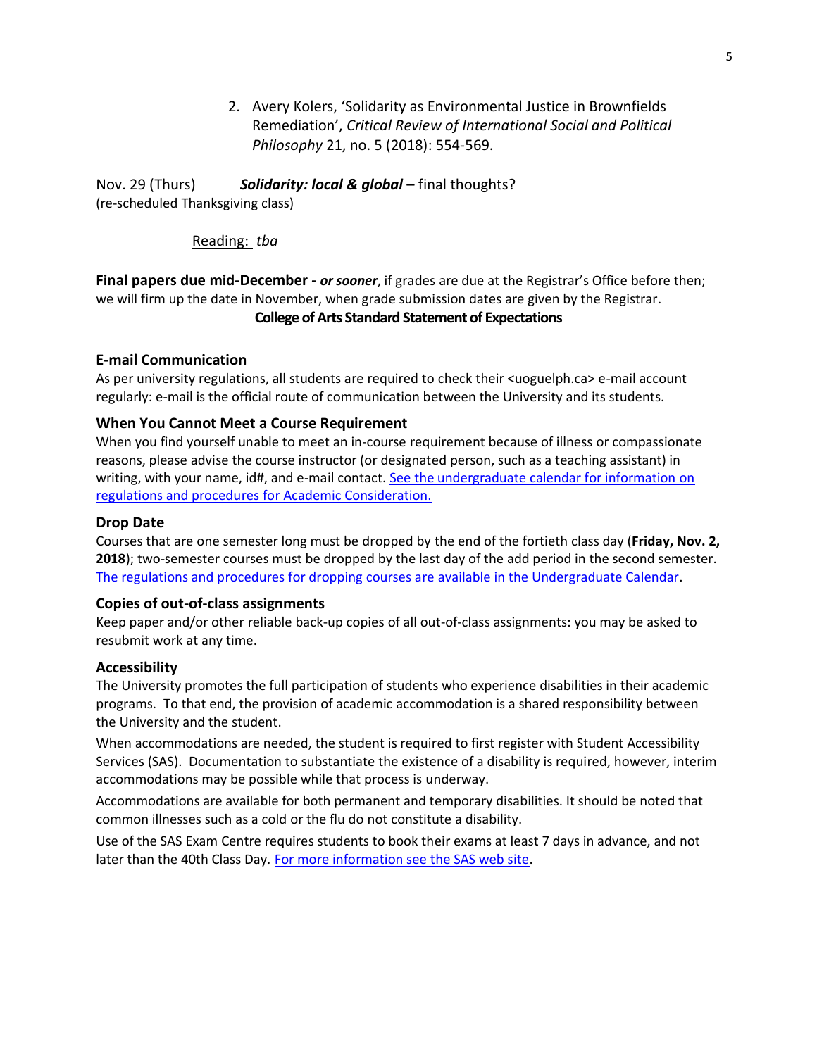2. Avery Kolers, 'Solidarity as Environmental Justice in Brownfields Remediation', *Critical Review of International Social and Political Philosophy* 21, no. 5 (2018): 554-569.

Nov. 29 (Thurs) ***Solidarity: local & global*** – final thoughts?
(re-scheduled Thanksgiving class)

Reading: *tba*

**Final papers due mid-December - *or sooner***, if grades are due at the Registrar's Office before then; we will firm up the date in November, when grade submission dates are given by the Registrar.

**College of Arts Standard Statement of Expectations**

### E-mail Communication

As per university regulations, all students are required to check their <uoguelph.ca> e-mail account regularly: e-mail is the official route of communication between the University and its students.

### When You Cannot Meet a Course Requirement

When you find yourself unable to meet an in-course requirement because of illness or compassionate reasons, please advise the course instructor (or designated person, such as a teaching assistant) in writing, with your name, id#, and e-mail contact. See the undergraduate calendar for information on regulations and procedures for Academic Consideration.

### Drop Date

Courses that are one semester long must be dropped by the end of the fortieth class day (**Friday, Nov. 2, 2018**); two-semester courses must be dropped by the last day of the add period in the second semester. The regulations and procedures for dropping courses are available in the Undergraduate Calendar.

### Copies of out-of-class assignments

Keep paper and/or other reliable back-up copies of all out-of-class assignments: you may be asked to resubmit work at any time.

### Accessibility

The University promotes the full participation of students who experience disabilities in their academic programs. To that end, the provision of academic accommodation is a shared responsibility between the University and the student.

When accommodations are needed, the student is required to first register with Student Accessibility Services (SAS). Documentation to substantiate the existence of a disability is required, however, interim accommodations may be possible while that process is underway.

Accommodations are available for both permanent and temporary disabilities. It should be noted that common illnesses such as a cold or the flu do not constitute a disability.

Use of the SAS Exam Centre requires students to book their exams at least 7 days in advance, and not later than the 40th Class Day. For more information see the SAS web site.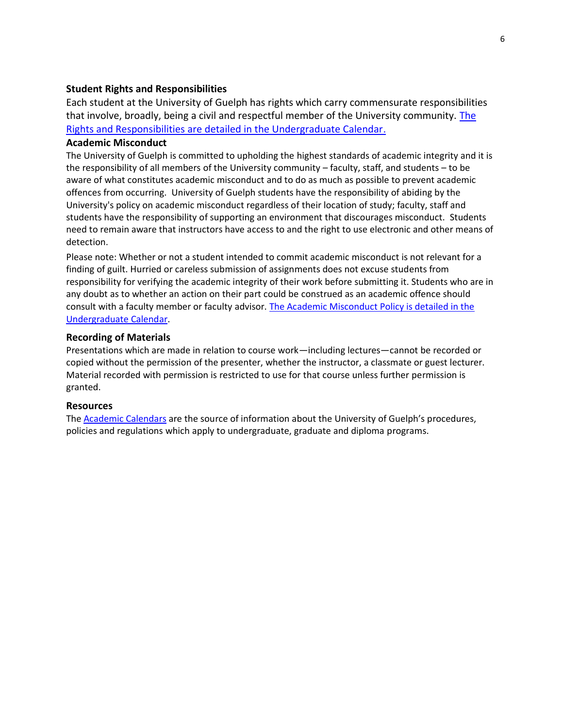### Student Rights and Responsibilities

Each student at the University of Guelph has rights which carry commensurate responsibilities that involve, broadly, being a civil and respectful member of the University community. The Rights and Responsibilities are detailed in the Undergraduate Calendar.

### Academic Misconduct

The University of Guelph is committed to upholding the highest standards of academic integrity and it is the responsibility of all members of the University community – faculty, staff, and students – to be aware of what constitutes academic misconduct and to do as much as possible to prevent academic offences from occurring. University of Guelph students have the responsibility of abiding by the University's policy on academic misconduct regardless of their location of study; faculty, staff and students have the responsibility of supporting an environment that discourages misconduct. Students need to remain aware that instructors have access to and the right to use electronic and other means of detection.

Please note: Whether or not a student intended to commit academic misconduct is not relevant for a finding of guilt. Hurried or careless submission of assignments does not excuse students from responsibility for verifying the academic integrity of their work before submitting it. Students who are in any doubt as to whether an action on their part could be construed as an academic offence should consult with a faculty member or faculty advisor. The Academic Misconduct Policy is detailed in the Undergraduate Calendar.

### Recording of Materials

Presentations which are made in relation to course work—including lectures—cannot be recorded or copied without the permission of the presenter, whether the instructor, a classmate or guest lecturer. Material recorded with permission is restricted to use for that course unless further permission is granted.

### Resources

The Academic Calendars are the source of information about the University of Guelph's procedures, policies and regulations which apply to undergraduate, graduate and diploma programs.